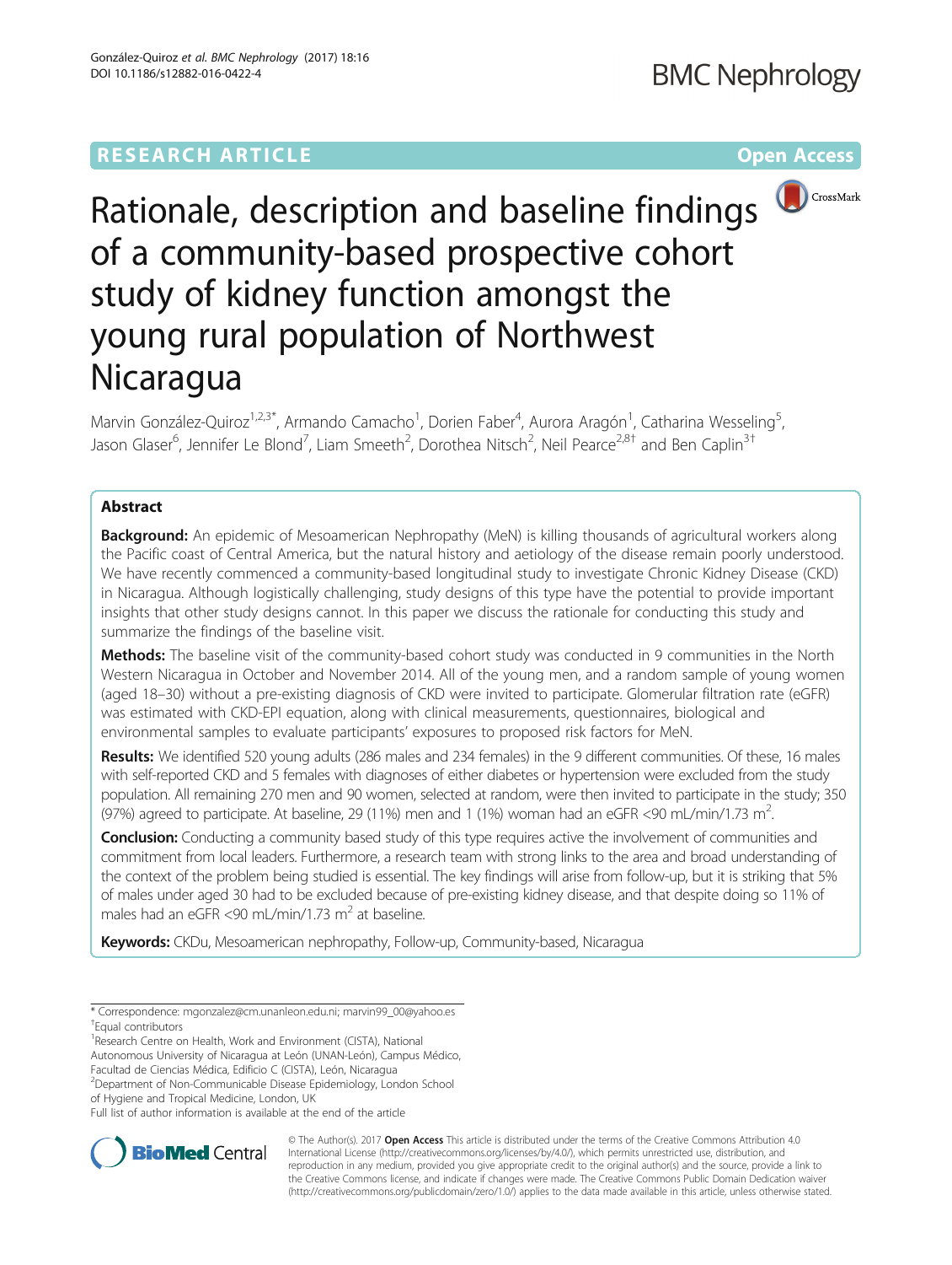# Rationale, description and baseline findings of a community-based prospective cohort study of kidney function amongst the young rural population of Northwest Nicaragua

Marvin González-Quiroz[1,2,3*], Armando Camacho[1], Dorien Faber[4], Aurora Aragón[1], Catharina Wesseling[5], Jason Glaser[6], Jennifer Le Blond[7], Liam Smeeth[2], Dorothea Nitsch[2], Neil Pearce[2,8†] and Ben Caplin[3†]

## Abstract

**Background:** An epidemic of Mesoamerican Nephropathy (MeN) is killing thousands of agricultural workers along the Pacific coast of Central America, but the natural history and aetiology of the disease remain poorly understood. We have recently commenced a community-based longitudinal study to investigate Chronic Kidney Disease (CKD) in Nicaragua. Although logistically challenging, study designs of this type have the potential to provide important insights that other study designs cannot. In this paper we discuss the rationale for conducting this study and summarize the findings of the baseline visit.

**Methods:** The baseline visit of the community-based cohort study was conducted in 9 communities in the North Western Nicaragua in October and November 2014. All of the young men, and a random sample of young women (aged 18–30) without a pre-existing diagnosis of CKD were invited to participate. Glomerular filtration rate (eGFR) was estimated with CKD-EPI equation, along with clinical measurements, questionnaires, biological and environmental samples to evaluate participants' exposures to proposed risk factors for MeN.

**Results:** We identified 520 young adults (286 males and 234 females) in the 9 different communities. Of these, 16 males with self-reported CKD and 5 females with diagnoses of either diabetes or hypertension were excluded from the study population. All remaining 270 men and 90 women, selected at random, were then invited to participate in the study; 350 (97%) agreed to participate. At baseline, 29 (11%) men and 1 (1%) woman had an eGFR <90 mL/min/1.73 m$^2$.

**Conclusion:** Conducting a community based study of this type requires active the involvement of communities and commitment from local leaders. Furthermore, a research team with strong links to the area and broad understanding of the context of the problem being studied is essential. The key findings will arise from follow-up, but it is striking that 5% of males under aged 30 had to be excluded because of pre-existing kidney disease, and that despite doing so 11% of males had an eGFR <90 mL/min/1.73 m$^2$ at baseline.

**Keywords:** CKDu, Mesoamerican nephropathy, Follow-up, Community-based, Nicaragua

---

\* Correspondence: mgonzalez@cm.unanleon.edu.ni; marvin99_00@yahoo.es
†Equal contributors
[1]Research Centre on Health, Work and Environment (CISTA), National Autonomous University of Nicaragua at León (UNAN-León), Campus Médico, Facultad de Ciencias Médica, Edificio C (CISTA), León, Nicaragua
[2]Department of Non-Communicable Disease Epidemiology, London School of Hygiene and Tropical Medicine, London, UK
Full list of author information is available at the end of the article

© The Author(s). 2017 **Open Access** This article is distributed under the terms of the Creative Commons Attribution 4.0 International License (http://creativecommons.org/licenses/by/4.0/), which permits unrestricted use, distribution, and reproduction in any medium, provided you give appropriate credit to the original author(s) and the source, provide a link to the Creative Commons license, and indicate if changes were made. The Creative Commons Public Domain Dedication waiver (http://creativecommons.org/publicdomain/zero/1.0/) applies to the data made available in this article, unless otherwise stated.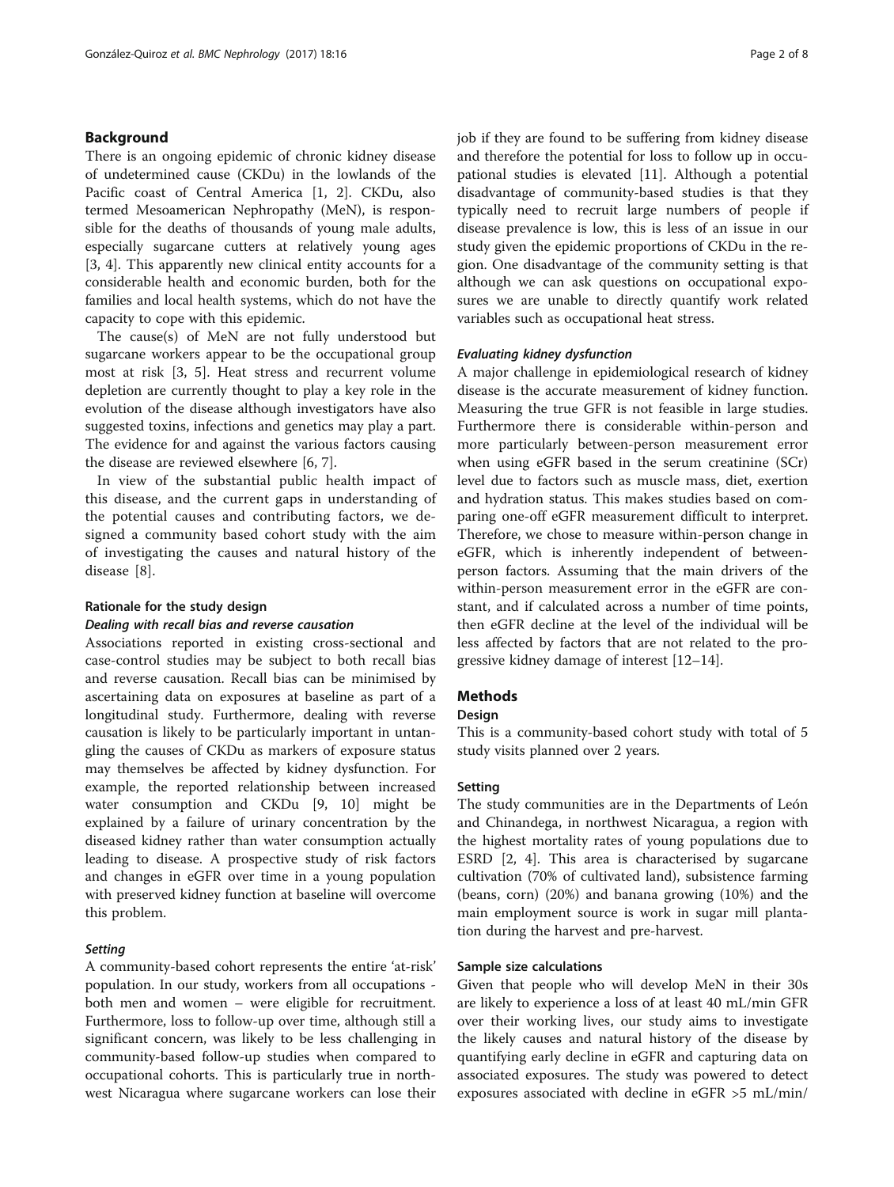## Background

There is an ongoing epidemic of chronic kidney disease of undetermined cause (CKDu) in the lowlands of the Pacific coast of Central America [1, 2]. CKDu, also termed Mesoamerican Nephropathy (MeN), is responsible for the deaths of thousands of young male adults, especially sugarcane cutters at relatively young ages [3, 4]. This apparently new clinical entity accounts for a considerable health and economic burden, both for the families and local health systems, which do not have the capacity to cope with this epidemic.

The cause(s) of MeN are not fully understood but sugarcane workers appear to be the occupational group most at risk [3, 5]. Heat stress and recurrent volume depletion are currently thought to play a key role in the evolution of the disease although investigators have also suggested toxins, infections and genetics may play a part. The evidence for and against the various factors causing the disease are reviewed elsewhere [6, 7].

In view of the substantial public health impact of this disease, and the current gaps in understanding of the potential causes and contributing factors, we designed a community based cohort study with the aim of investigating the causes and natural history of the disease [8].

### Rationale for the study design

#### *Dealing with recall bias and reverse causation*

Associations reported in existing cross-sectional and case-control studies may be subject to both recall bias and reverse causation. Recall bias can be minimised by ascertaining data on exposures at baseline as part of a longitudinal study. Furthermore, dealing with reverse causation is likely to be particularly important in untangling the causes of CKDu as markers of exposure status may themselves be affected by kidney dysfunction. For example, the reported relationship between increased water consumption and CKDu [9, 10] might be explained by a failure of urinary concentration by the diseased kidney rather than water consumption actually leading to disease. A prospective study of risk factors and changes in eGFR over time in a young population with preserved kidney function at baseline will overcome this problem.

#### *Setting*

A community-based cohort represents the entire 'at-risk' population. In our study, workers from all occupations - both men and women – were eligible for recruitment. Furthermore, loss to follow-up over time, although still a significant concern, was likely to be less challenging in community-based follow-up studies when compared to occupational cohorts. This is particularly true in northwest Nicaragua where sugarcane workers can lose their job if they are found to be suffering from kidney disease and therefore the potential for loss to follow up in occupational studies is elevated [11]. Although a potential disadvantage of community-based studies is that they typically need to recruit large numbers of people if disease prevalence is low, this is less of an issue in our study given the epidemic proportions of CKDu in the region. One disadvantage of the community setting is that although we can ask questions on occupational exposures we are unable to directly quantify work related variables such as occupational heat stress.

#### *Evaluating kidney dysfunction*

A major challenge in epidemiological research of kidney disease is the accurate measurement of kidney function. Measuring the true GFR is not feasible in large studies. Furthermore there is considerable within-person and more particularly between-person measurement error when using eGFR based in the serum creatinine (SCr) level due to factors such as muscle mass, diet, exertion and hydration status. This makes studies based on comparing one-off eGFR measurement difficult to interpret. Therefore, we chose to measure within-person change in eGFR, which is inherently independent of between-person factors. Assuming that the main drivers of the within-person measurement error in the eGFR are constant, and if calculated across a number of time points, then eGFR decline at the level of the individual will be less affected by factors that are not related to the progressive kidney damage of interest [12–14].

## Methods

### Design

This is a community-based cohort study with total of 5 study visits planned over 2 years.

### Setting

The study communities are in the Departments of León and Chinandega, in northwest Nicaragua, a region with the highest mortality rates of young populations due to ESRD [2, 4]. This area is characterised by sugarcane cultivation (70% of cultivated land), subsistence farming (beans, corn) (20%) and banana growing (10%) and the main employment source is work in sugar mill plantation during the harvest and pre-harvest.

### Sample size calculations

Given that people who will develop MeN in their 30s are likely to experience a loss of at least 40 mL/min GFR over their working lives, our study aims to investigate the likely causes and natural history of the disease by quantifying early decline in eGFR and capturing data on associated exposures. The study was powered to detect exposures associated with decline in eGFR >5 mL/min/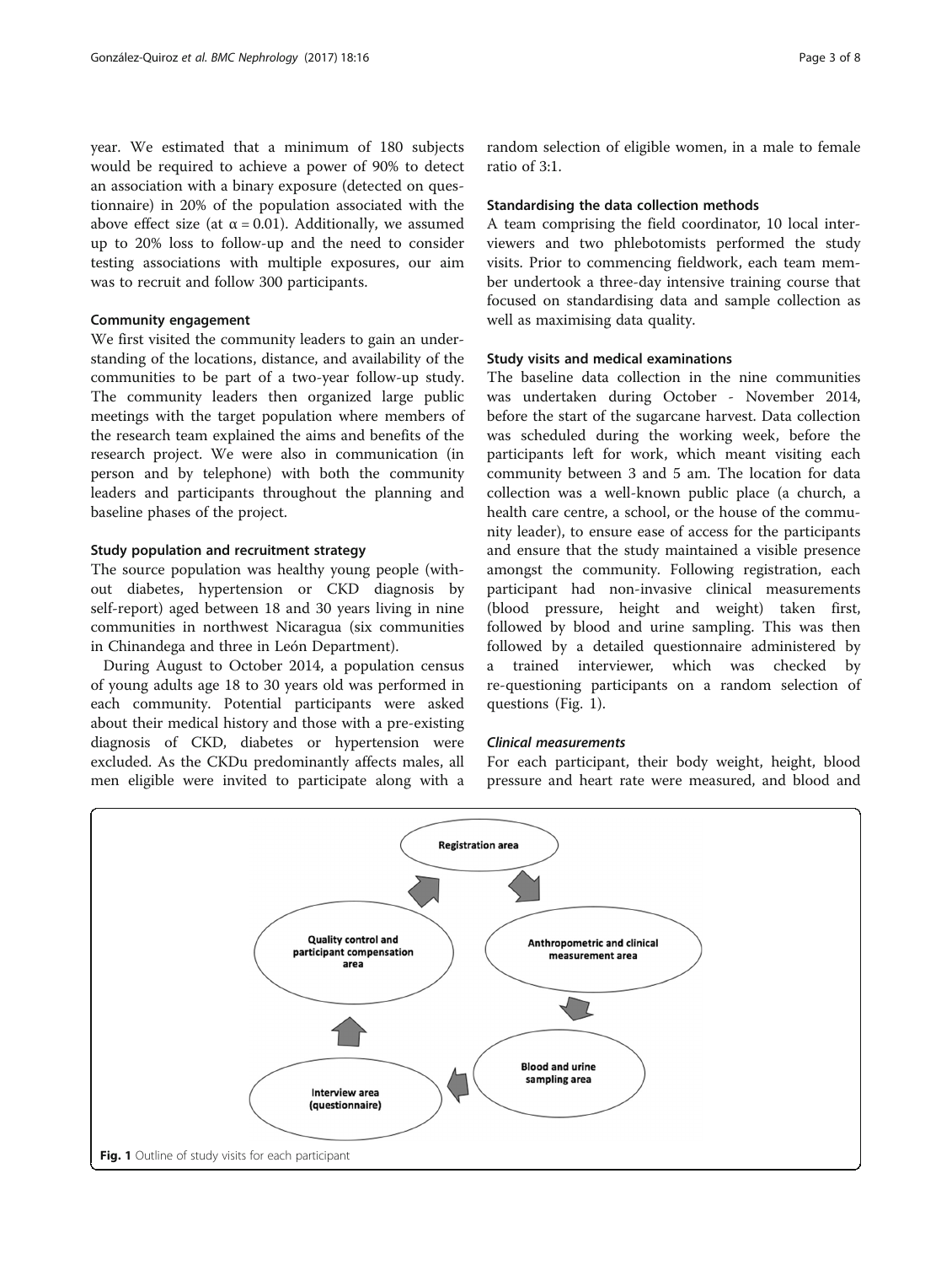year. We estimated that a minimum of 180 subjects would be required to achieve a power of 90% to detect an association with a binary exposure (detected on questionnaire) in 20% of the population associated with the above effect size (at $\alpha = 0.01$). Additionally, we assumed up to 20% loss to follow-up and the need to consider testing associations with multiple exposures, our aim was to recruit and follow 300 participants.

### Community engagement

We first visited the community leaders to gain an understanding of the locations, distance, and availability of the communities to be part of a two-year follow-up study. The community leaders then organized large public meetings with the target population where members of the research team explained the aims and benefits of the research project. We were also in communication (in person and by telephone) with both the community leaders and participants throughout the planning and baseline phases of the project.

### Study population and recruitment strategy

The source population was healthy young people (without diabetes, hypertension or CKD diagnosis by self-report) aged between 18 and 30 years living in nine communities in northwest Nicaragua (six communities in Chinandega and three in León Department).

During August to October 2014, a population census of young adults age 18 to 30 years old was performed in each community. Potential participants were asked about their medical history and those with a pre-existing diagnosis of CKD, diabetes or hypertension were excluded. As the CKDu predominantly affects males, all men eligible were invited to participate along with a random selection of eligible women, in a male to female ratio of 3:1.

### Standardising the data collection methods

A team comprising the field coordinator, 10 local interviewers and two phlebotomists performed the study visits. Prior to commencing fieldwork, each team member undertook a three-day intensive training course that focused on standardising data and sample collection as well as maximising data quality.

### Study visits and medical examinations

The baseline data collection in the nine communities was undertaken during October - November 2014, before the start of the sugarcane harvest. Data collection was scheduled during the working week, before the participants left for work, which meant visiting each community between 3 and 5 am. The location for data collection was a well-known public place (a church, a health care centre, a school, or the house of the community leader), to ensure ease of access for the participants and ensure that the study maintained a visible presence amongst the community. Following registration, each participant had non-invasive clinical measurements (blood pressure, height and weight) taken first, followed by blood and urine sampling. This was then followed by a detailed questionnaire administered by a trained interviewer, which was checked by re-questioning participants on a random selection of questions (Fig. 1).

#### *Clinical measurements*

For each participant, their body weight, height, blood pressure and heart rate were measured, and blood and

Registration area → Anthropometric and clinical measurement area → Blood and urine sampling area → Interview area (questionnaire) → Quality control and participant compensation area → Registration area

**Fig. 1** Outline of study visits for each participant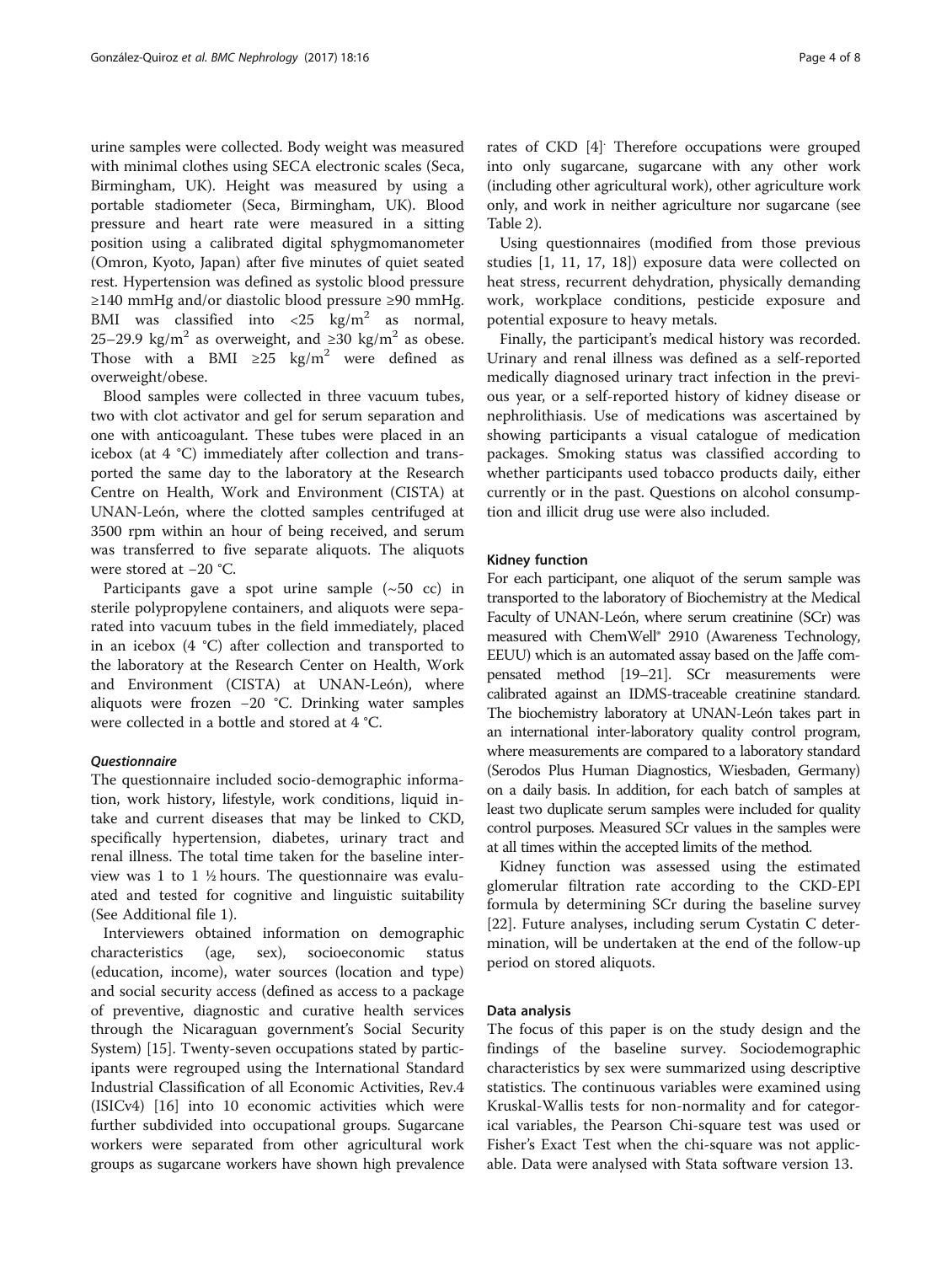urine samples were collected. Body weight was measured with minimal clothes using SECA electronic scales (Seca, Birmingham, UK). Height was measured by using a portable stadiometer (Seca, Birmingham, UK). Blood pressure and heart rate were measured in a sitting position using a calibrated digital sphygmomanometer (Omron, Kyoto, Japan) after five minutes of quiet seated rest. Hypertension was defined as systolic blood pressure ≥140 mmHg and/or diastolic blood pressure ≥90 mmHg. BMI was classified into <25 kg/m$^2$ as normal, 25–29.9 kg/m$^2$ as overweight, and ≥30 kg/m$^2$ as obese. Those with a BMI ≥25 kg/m$^2$ were defined as overweight/obese.

Blood samples were collected in three vacuum tubes, two with clot activator and gel for serum separation and one with anticoagulant. These tubes were placed in an icebox (at 4 °C) immediately after collection and transported the same day to the laboratory at the Research Centre on Health, Work and Environment (CISTA) at UNAN-León, where the clotted samples centrifuged at 3500 rpm within an hour of being received, and serum was transferred to five separate aliquots. The aliquots were stored at −20 °C.

Participants gave a spot urine sample (~50 cc) in sterile polypropylene containers, and aliquots were separated into vacuum tubes in the field immediately, placed in an icebox (4 °C) after collection and transported to the laboratory at the Research Center on Health, Work and Environment (CISTA) at UNAN-León), where aliquots were frozen −20 °C. Drinking water samples were collected in a bottle and stored at 4 °C.

#### *Questionnaire*

The questionnaire included socio-demographic information, work history, lifestyle, work conditions, liquid intake and current diseases that may be linked to CKD, specifically hypertension, diabetes, urinary tract and renal illness. The total time taken for the baseline interview was 1 to 1 ½ hours. The questionnaire was evaluated and tested for cognitive and linguistic suitability (See Additional file 1).

Interviewers obtained information on demographic characteristics (age, sex), socioeconomic status (education, income), water sources (location and type) and social security access (defined as access to a package of preventive, diagnostic and curative health services through the Nicaraguan government's Social Security System) [15]. Twenty-seven occupations stated by participants were regrouped using the International Standard Industrial Classification of all Economic Activities, Rev.4 (ISICv4) [16] into 10 economic activities which were further subdivided into occupational groups. Sugarcane workers were separated from other agricultural work groups as sugarcane workers have shown high prevalence rates of CKD [4]. Therefore occupations were grouped into only sugarcane, sugarcane with any other work (including other agricultural work), other agriculture work only, and work in neither agriculture nor sugarcane (see Table 2).

Using questionnaires (modified from those previous studies [1, 11, 17, 18]) exposure data were collected on heat stress, recurrent dehydration, physically demanding work, workplace conditions, pesticide exposure and potential exposure to heavy metals.

Finally, the participant's medical history was recorded. Urinary and renal illness was defined as a self-reported medically diagnosed urinary tract infection in the previous year, or a self-reported history of kidney disease or nephrolithiasis. Use of medications was ascertained by showing participants a visual catalogue of medication packages. Smoking status was classified according to whether participants used tobacco products daily, either currently or in the past. Questions on alcohol consumption and illicit drug use were also included.

### Kidney function

For each participant, one aliquot of the serum sample was transported to the laboratory of Biochemistry at the Medical Faculty of UNAN-León, where serum creatinine (SCr) was measured with ChemWell® 2910 (Awareness Technology, EEUU) which is an automated assay based on the Jaffe compensated method [19–21]. SCr measurements were calibrated against an IDMS-traceable creatinine standard. The biochemistry laboratory at UNAN-León takes part in an international inter-laboratory quality control program, where measurements are compared to a laboratory standard (Serodos Plus Human Diagnostics, Wiesbaden, Germany) on a daily basis. In addition, for each batch of samples at least two duplicate serum samples were included for quality control purposes. Measured SCr values in the samples were at all times within the accepted limits of the method.

Kidney function was assessed using the estimated glomerular filtration rate according to the CKD-EPI formula by determining SCr during the baseline survey [22]. Future analyses, including serum Cystatin C determination, will be undertaken at the end of the follow-up period on stored aliquots.

### Data analysis

The focus of this paper is on the study design and the findings of the baseline survey. Sociodemographic characteristics by sex were summarized using descriptive statistics. The continuous variables were examined using Kruskal-Wallis tests for non-normality and for categorical variables, the Pearson Chi-square test was used or Fisher's Exact Test when the chi-square was not applicable. Data were analysed with Stata software version 13.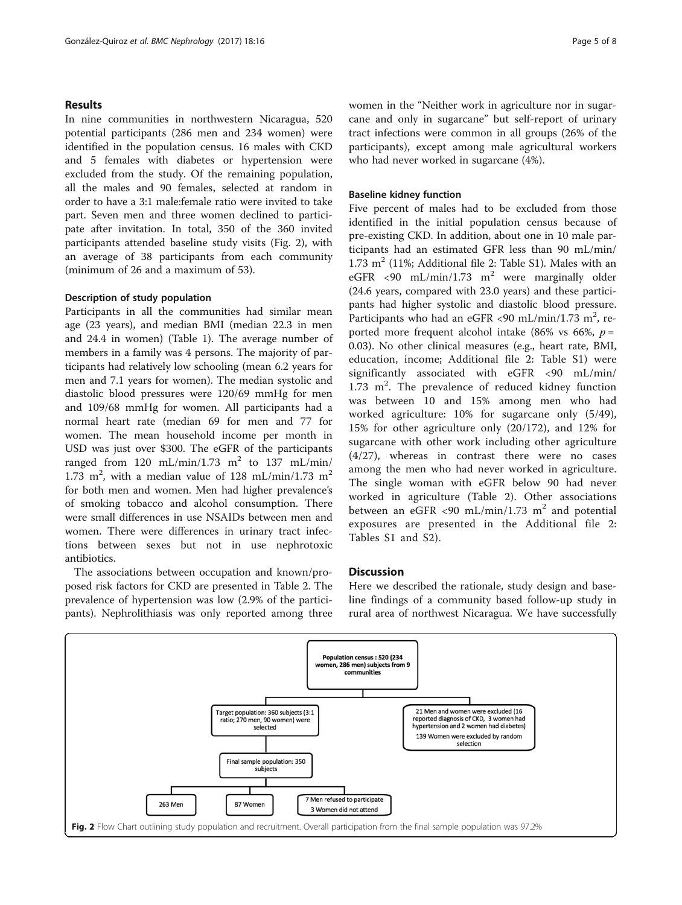## Results

In nine communities in northwestern Nicaragua, 520 potential participants (286 men and 234 women) were identified in the population census. 16 males with CKD and 5 females with diabetes or hypertension were excluded from the study. Of the remaining population, all the males and 90 females, selected at random in order to have a 3:1 male:female ratio were invited to take part. Seven men and three women declined to participate after invitation. In total, 350 of the 360 invited participants attended baseline study visits (Fig. 2), with an average of 38 participants from each community (minimum of 26 and a maximum of 53).

### Description of study population

Participants in all the communities had similar mean age (23 years), and median BMI (median 22.3 in men and 24.4 in women) (Table 1). The average number of members in a family was 4 persons. The majority of participants had relatively low schooling (mean 6.2 years for men and 7.1 years for women). The median systolic and diastolic blood pressures were 120/69 mmHg for men and 109/68 mmHg for women. All participants had a normal heart rate (median 69 for men and 77 for women. The mean household income per month in USD was just over $300. The eGFR of the participants ranged from 120 mL/min/1.73 $m^2$ to 137 mL/min/1.73 $m^2$, with a median value of 128 mL/min/1.73 $m^2$ for both men and women. Men had higher prevalence's of smoking tobacco and alcohol consumption. There were small differences in use NSAIDs between men and women. There were differences in urinary tract infections between sexes but not in use nephrotoxic antibiotics.

The associations between occupation and known/proposed risk factors for CKD are presented in Table 2. The prevalence of hypertension was low (2.9% of the participants). Nephrolithiasis was only reported among three women in the "Neither work in agriculture nor in sugarcane and only in sugarcane" but self-report of urinary tract infections were common in all groups (26% of the participants), except among male agricultural workers who had never worked in sugarcane (4%).

### Baseline kidney function

Five percent of males had to be excluded from those identified in the initial population census because of pre-existing CKD. In addition, about one in 10 male participants had an estimated GFR less than 90 mL/min/1.73 $m^2$ (11%; Additional file 2: Table S1). Males with an eGFR <90 mL/min/1.73 $m^2$ were marginally older (24.6 years, compared with 23.0 years) and these participants had higher systolic and diastolic blood pressure. Participants who had an eGFR <90 mL/min/1.73 $m^2$, reported more frequent alcohol intake (86% vs 66%, $p = 0.03$). No other clinical measures (e.g., heart rate, BMI, education, income; Additional file 2: Table S1) were significantly associated with eGFR <90 mL/min/1.73 $m^2$. The prevalence of reduced kidney function was between 10 and 15% among men who had worked agriculture: 10% for sugarcane only (5/49), 15% for other agriculture only (20/172), and 12% for sugarcane with other work including other agriculture (4/27), whereas in contrast there were no cases among the men who had never worked in agriculture. The single woman with eGFR below 90 had never worked in agriculture (Table 2). Other associations between an eGFR <90 mL/min/1.73 $m^2$ and potential exposures are presented in the Additional file 2: Tables S1 and S2).

## Discussion

Here we described the rationale, study design and baseline findings of a community based follow-up study in rural area of northwest Nicaragua. We have successfully

**Fig. 2** Flow Chart outlining study population and recruitment. Overall participation from the final sample population was 97.2%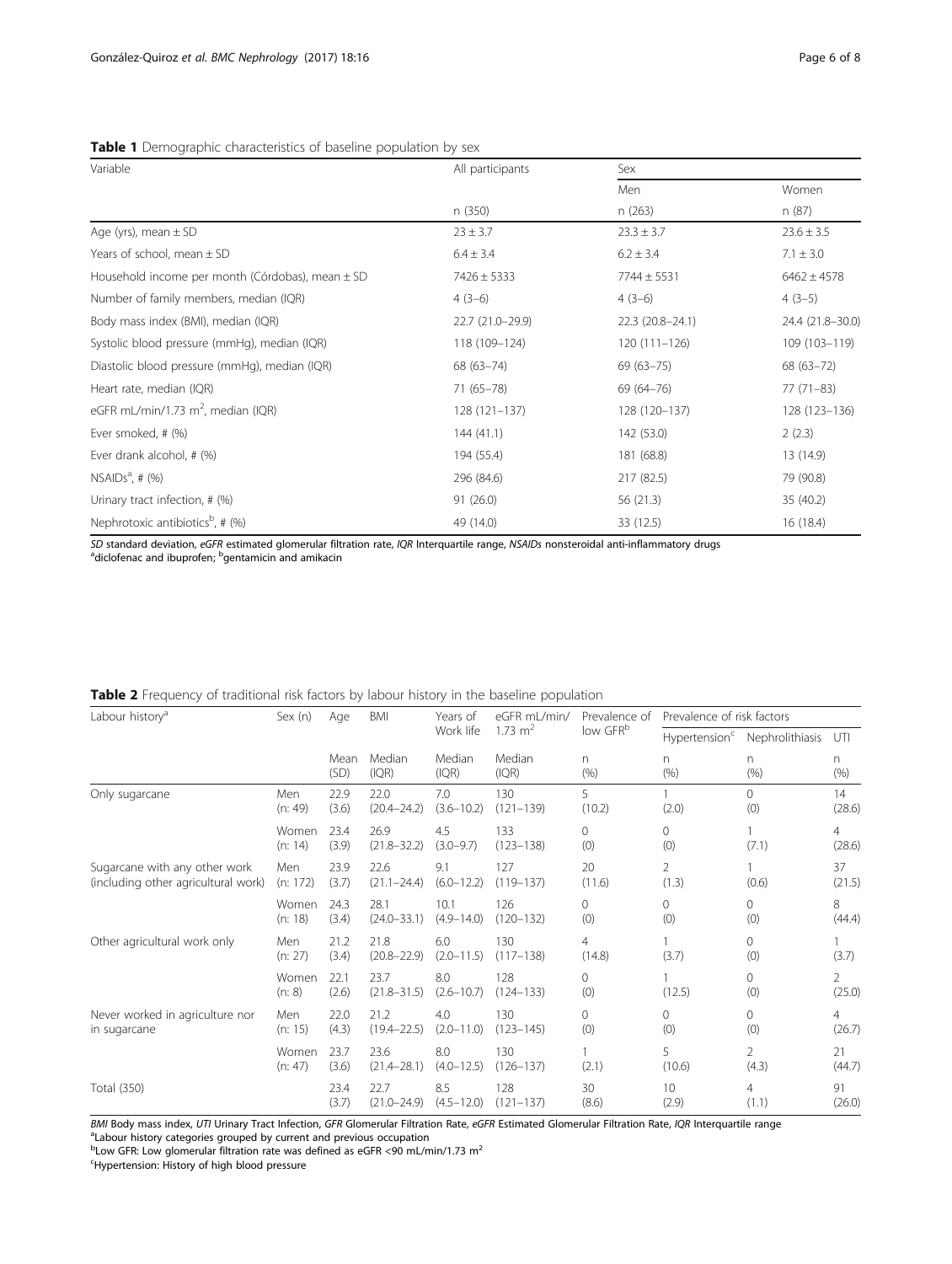**Table 1** Demographic characteristics of baseline population by sex

| Variable | All participants | Sex | |
|---|---|---|---|
| | | Men | Women |
| | n (350) | n (263) | n (87) |
| Age (yrs), mean ± SD | 23 ± 3.7 | 23.3 ± 3.7 | 23.6 ± 3.5 |
| Years of school, mean ± SD | 6.4 ± 3.4 | 6.2 ± 3.4 | 7.1 ± 3.0 |
| Household income per month (Córdobas), mean ± SD | 7426 ± 5333 | 7744 ± 5531 | 6462 ± 4578 |
| Number of family members, median (IQR) | 4 (3–6) | 4 (3–6) | 4 (3–5) |
| Body mass index (BMI), median (IQR) | 22.7 (21.0–29.9) | 22.3 (20.8–24.1) | 24.4 (21.8–30.0) |
| Systolic blood pressure (mmHg), median (IQR) | 118 (109–124) | 120 (111–126) | 109 (103–119) |
| Diastolic blood pressure (mmHg), median (IQR) | 68 (63–74) | 69 (63–75) | 68 (63–72) |
| Heart rate, median (IQR) | 71 (65–78) | 69 (64–76) | 77 (71–83) |
| eGFR mL/min/1.73 m$^2$, median (IQR) | 128 (121–137) | 128 (120–137) | 128 (123–136) |
| Ever smoked, # (%) | 144 (41.1) | 142 (53.0) | 2 (2.3) |
| Ever drank alcohol, # (%) | 194 (55.4) | 181 (68.8) | 13 (14.9) |
| NSAIDs[a], # (%) | 296 (84.6) | 217 (82.5) | 79 (90.8) |
| Urinary tract infection, # (%) | 91 (26.0) | 56 (21.3) | 35 (40.2) |
| Nephrotoxic antibiotics[b], # (%) | 49 (14.0) | 33 (12.5) | 16 (18.4) |

*SD* standard deviation, *eGFR* estimated glomerular filtration rate, *IQR* Interquartile range, *NSAIDs* nonsteroidal anti-inflammatory drugs
[a]diclofenac and ibuprofen; [b]gentamicin and amikacin

**Table 2** Frequency of traditional risk factors by labour history in the baseline population

| Labour history[a] | Sex (n) | Age | BMI | Years of Work life | eGFR mL/min/1.73 m$^2$ | Prevalence of low GFR[b] | Prevalence of risk factors | | |
|---|---|---|---|---|---|---|---|---|---|
| | | | | | | | Hypertension[c] | Nephrolithiasis | UTI |
| | | Mean (SD) | Median (IQR) | Median (IQR) | Median (IQR) | n (%) | n (%) | n (%) | n (%) |
| Only sugarcane | Men (n: 49) | 22.9 (3.6) | 22.0 (20.4–24.2) | 7.0 (3.6–10.2) | 130 (121–139) | 5 (10.2) | 1 (2.0) | 0 (0) | 14 (28.6) |
| | Women (n: 14) | 23.4 (3.9) | 26.9 (21.8–32.2) | 4.5 (3.0–9.7) | 133 (123–138) | 0 (0) | 0 (0) | 1 (7.1) | 4 (28.6) |
| Sugarcane with any other work (including other agricultural work) | Men (n: 172) | 23.9 (3.7) | 22.6 (21.1–24.4) | 9.1 (6.0–12.2) | 127 (119–137) | 20 (11.6) | 2 (1.3) | 1 (0.6) | 37 (21.5) |
| | Women (n: 18) | 24.3 (3.4) | 28.1 (24.0–33.1) | 10.1 (4.9–14.0) | 126 (120–132) | 0 (0) | 0 (0) | 0 (0) | 8 (44.4) |
| Other agricultural work only | Men (n: 27) | 21.2 (3.4) | 21.8 (20.8–22.9) | 6.0 (2.0–11.5) | 130 (117–138) | 4 (14.8) | 1 (3.7) | 0 (0) | 1 (3.7) |
| | Women (n: 8) | 22.1 (2.6) | 23.7 (21.8–31.5) | 8.0 (2.6–10.7) | 128 (124–133) | 0 (0) | 1 (12.5) | 0 (0) | 2 (25.0) |
| Never worked in agriculture nor in sugarcane | Men (n: 15) | 22.0 (4.3) | 21.2 (19.4–22.5) | 4.0 (2.0–11.0) | 130 (123–145) | 0 (0) | 0 (0) | 0 (0) | 4 (26.7) |
| | Women (n: 47) | 23.7 (3.6) | 23.6 (21.4–28.1) | 8.0 (4.0–12.5) | 130 (126–137) | 1 (2.1) | 5 (10.6) | 2 (4.3) | 21 (44.7) |
| Total (350) | | 23.4 (3.7) | 22.7 (21.0–24.9) | 8.5 (4.5–12.0) | 128 (121–137) | 30 (8.6) | 10 (2.9) | 4 (1.1) | 91 (26.0) |

*BMI* Body mass index, *UTI* Urinary Tract Infection, *GFR* Glomerular Filtration Rate, *eGFR* Estimated Glomerular Filtration Rate, *IQR* Interquartile range
[a]Labour history categories grouped by current and previous occupation
[b]Low GFR: Low glomerular filtration rate was defined as eGFR <90 mL/min/1.73 m$^2$
[c]Hypertension: History of high blood pressure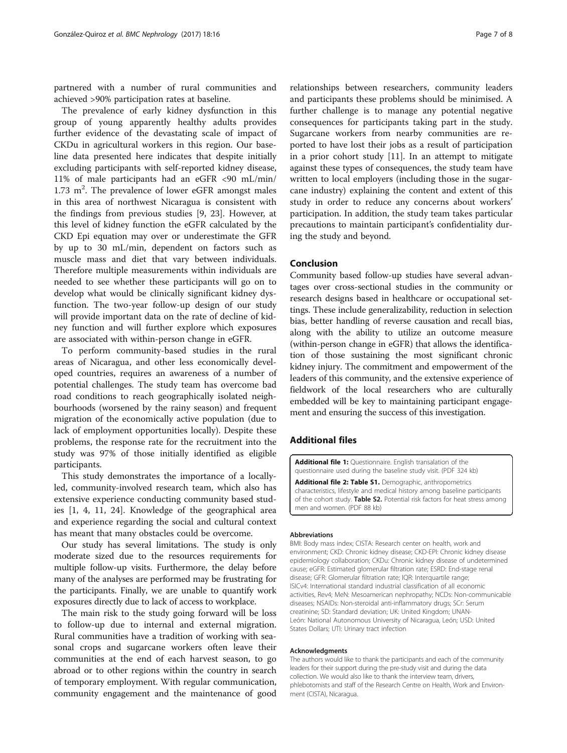partnered with a number of rural communities and achieved >90% participation rates at baseline.

The prevalence of early kidney dysfunction in this group of young apparently healthy adults provides further evidence of the devastating scale of impact of CKDu in agricultural workers in this region. Our baseline data presented here indicates that despite initially excluding participants with self-reported kidney disease, 11% of male participants had an eGFR <90 mL/min/1.73 $m^2$. The prevalence of lower eGFR amongst males in this area of northwest Nicaragua is consistent with the findings from previous studies [9, 23]. However, at this level of kidney function the eGFR calculated by the CKD Epi equation may over or underestimate the GFR by up to 30 mL/min, dependent on factors such as muscle mass and diet that vary between individuals. Therefore multiple measurements within individuals are needed to see whether these participants will go on to develop what would be clinically significant kidney dysfunction. The two-year follow-up design of our study will provide important data on the rate of decline of kidney function and will further explore which exposures are associated with within-person change in eGFR.

To perform community-based studies in the rural areas of Nicaragua, and other less economically developed countries, requires an awareness of a number of potential challenges. The study team has overcome bad road conditions to reach geographically isolated neighbourhoods (worsened by the rainy season) and frequent migration of the economically active population (due to lack of employment opportunities locally). Despite these problems, the response rate for the recruitment into the study was 97% of those initially identified as eligible participants.

This study demonstrates the importance of a locally-led, community-involved research team, which also has extensive experience conducting community based studies [1, 4, 11, 24]. Knowledge of the geographical area and experience regarding the social and cultural context has meant that many obstacles could be overcome.

Our study has several limitations. The study is only moderate sized due to the resources requirements for multiple follow-up visits. Furthermore, the delay before many of the analyses are performed may be frustrating for the participants. Finally, we are unable to quantify work exposures directly due to lack of access to workplace.

The main risk to the study going forward will be loss to follow-up due to internal and external migration. Rural communities have a tradition of working with seasonal crops and sugarcane workers often leave their communities at the end of each harvest season, to go abroad or to other regions within the country in search of temporary employment. With regular communication, community engagement and the maintenance of good relationships between researchers, community leaders and participants these problems should be minimised. A further challenge is to manage any potential negative consequences for participants taking part in the study. Sugarcane workers from nearby communities are reported to have lost their jobs as a result of participation in a prior cohort study [11]. In an attempt to mitigate against these types of consequences, the study team have written to local employers (including those in the sugarcane industry) explaining the content and extent of this study in order to reduce any concerns about workers' participation. In addition, the study team takes particular precautions to maintain participant's confidentiality during the study and beyond.

## Conclusion

Community based follow-up studies have several advantages over cross-sectional studies in the community or research designs based in healthcare or occupational settings. These include generalizability, reduction in selection bias, better handling of reverse causation and recall bias, along with the ability to utilize an outcome measure (within-person change in eGFR) that allows the identification of those sustaining the most significant chronic kidney injury. The commitment and empowerment of the leaders of this community, and the extensive experience of fieldwork of the local researchers who are culturally embedded will be key to maintaining participant engagement and ensuring the success of this investigation.

## Additional files

**Additional file 1:** Questionnaire. English transalation of the questionnaire used during the baseline study visit. (PDF 324 kb)

**Additional file 2: Table S1.** Demographic, anthropometrics characteristics, lifestyle and medical history among baseline participants of the cohort study. **Table S2.** Potential risk factors for heat stress among men and women. (PDF 88 kb)

#### Abbreviations

BMI: Body mass index; CISTA: Research center on health, work and environment; CKD: Chronic kidney disease; CKD-EPI: Chronic kidney disease epidemiology collaboration; CKDu: Chronic kidney disease of undetermined cause; eGFR: Estimated glomerular filtration rate; ESRD: End-stage renal disease; GFR: Glomerular filtration rate; IQR: Interquartile range; ISICv4: International standard industrial classification of all economic activities, Rev4; MeN: Mesoamerican nephropathy; NCDs: Non-communicable diseases; NSAIDs: Non-steroidal anti-inflammatory drugs; SCr: Serum creatinine; SD: Standard deviation; UK: United Kingdom; UNAN-León: National Autonomous University of Nicaragua, León; USD: United States Dollars; UTI: Urinary tract infection

#### Acknowledgments

The authors would like to thank the participants and each of the community leaders for their support during the pre-study visit and during the data collection. We would also like to thank the interview team, drivers, phlebotomists and staff of the Research Centre on Health, Work and Environment (CISTA), Nicaragua.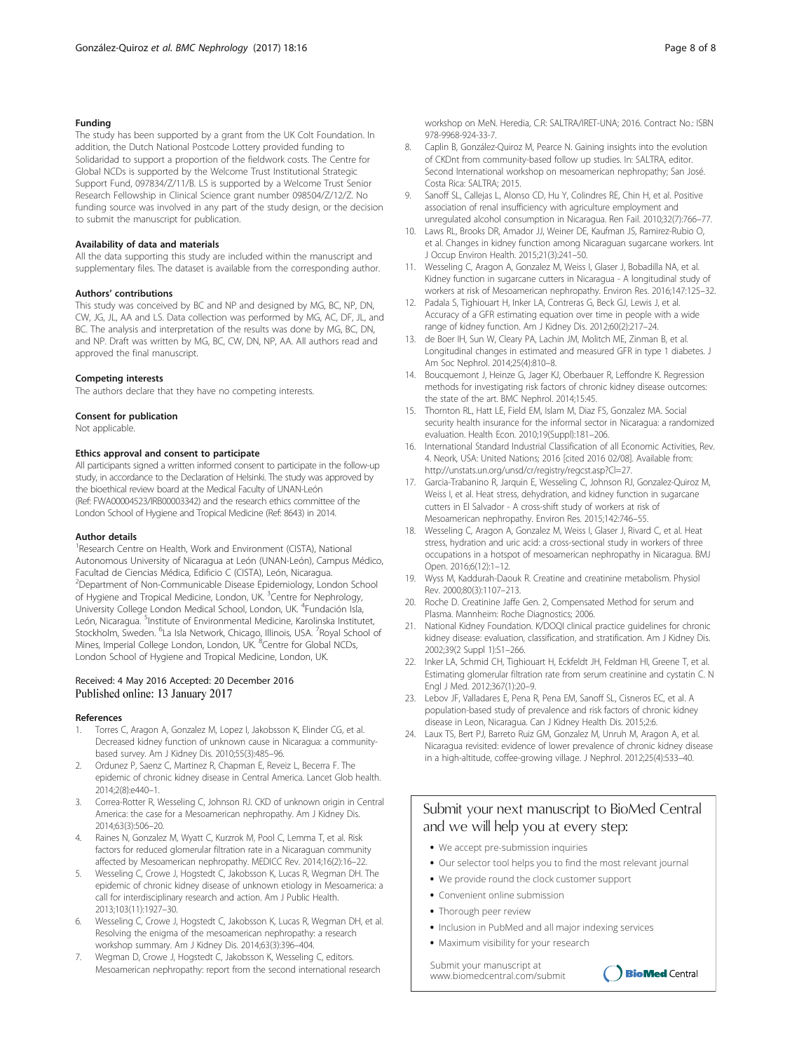### Funding

The study has been supported by a grant from the UK Colt Foundation. In addition, the Dutch National Postcode Lottery provided funding to Solidaridad to support a proportion of the fieldwork costs. The Centre for Global NCDs is supported by the Welcome Trust Institutional Strategic Support Fund, 097834/Z/11/B. LS is supported by a Welcome Trust Senior Research Fellowship in Clinical Science grant number 098504/Z/12/Z. No funding source was involved in any part of the study design, or the decision to submit the manuscript for publication.

### Availability of data and materials

All the data supporting this study are included within the manuscript and supplementary files. The dataset is available from the corresponding author.

### Authors' contributions

This study was conceived by BC and NP and designed by MG, BC, NP, DN, CW, JG, JL, AA and LS. Data collection was performed by MG, AC, DF, JL, and BC. The analysis and interpretation of the results was done by MG, BC, DN, and NP. Draft was written by MG, BC, CW, DN, NP, AA. All authors read and approved the final manuscript.

### Competing interests

The authors declare that they have no competing interests.

### Consent for publication

Not applicable.

### Ethics approval and consent to participate

All participants signed a written informed consent to participate in the follow-up study, in accordance to the Declaration of Helsinki. The study was approved by the bioethical review board at the Medical Faculty of UNAN-León (Ref: FWA00004523/IRB00003342) and the research ethics committee of the London School of Hygiene and Tropical Medicine (Ref: 8643) in 2014.

### Author details

[1]Research Centre on Health, Work and Environment (CISTA), National Autonomous University of Nicaragua at León (UNAN-León), Campus Médico, Facultad de Ciencias Médica, Edificio C (CISTA), León, Nicaragua. [2]Department of Non-Communicable Disease Epidemiology, London School of Hygiene and Tropical Medicine, London, UK. [3]Centre for Nephrology, University College London Medical School, London, UK. [4]Fundación Isla, León, Nicaragua. [5]Institute of Environmental Medicine, Karolinska Institutet, Stockholm, Sweden. [6]La Isla Network, Chicago, Illinois, USA. [7]Royal School of Mines, Imperial College London, London, UK. [8]Centre for Global NCDs, London School of Hygiene and Tropical Medicine, London, UK.

Received: 4 May 2016 Accepted: 20 December 2016
Published online: 13 January 2017

### References

1. Torres C, Aragon A, Gonzalez M, Lopez I, Jakobsson K, Elinder CG, et al. Decreased kidney function of unknown cause in Nicaragua: a community-based survey. Am J Kidney Dis. 2010;55(3):485–96.
2. Ordunez P, Saenz C, Martinez R, Chapman E, Reveiz L, Becerra F. The epidemic of chronic kidney disease in Central America. Lancet Glob health. 2014;2(8):e440–1.
3. Correa-Rotter R, Wesseling C, Johnson RJ. CKD of unknown origin in Central America: the case for a Mesoamerican nephropathy. Am J Kidney Dis. 2014;63(3):506–20.
4. Raines N, Gonzalez M, Wyatt C, Kurzrok M, Pool C, Lemma T, et al. Risk factors for reduced glomerular filtration rate in a Nicaraguan community affected by Mesoamerican nephropathy. MEDICC Rev. 2014;16(2):16–22.
5. Wesseling C, Crowe J, Hogstedt C, Jakobsson K, Lucas R, Wegman DH. The epidemic of chronic kidney disease of unknown etiology in Mesoamerica: a call for interdisciplinary research and action. Am J Public Health. 2013;103(11):1927–30.
6. Wesseling C, Crowe J, Hogstedt C, Jakobsson K, Lucas R, Wegman DH, et al. Resolving the enigma of the mesoamerican nephropathy: a research workshop summary. Am J Kidney Dis. 2014;63(3):396–404.
7. Wegman D, Crowe J, Hogstedt C, Jakobsson K, Wesseling C, editors. Mesoamerican nephropathy: report from the second international research workshop on MeN. Heredia, C.R: SALTRA/IRET-UNA; 2016. Contract No.: ISBN 978-9968-924-33-7.
8. Caplin B, González-Quiroz M, Pearce N. Gaining insights into the evolution of CKDnt from community-based follow up studies. In: SALTRA, editor. Second International workshop on mesoamerican nephropathy; San José. Costa Rica: SALTRA; 2015.
9. Sanoff SL, Callejas L, Alonso CD, Hu Y, Colindres RE, Chin H, et al. Positive association of renal insufficiency with agriculture employment and unregulated alcohol consumption in Nicaragua. Ren Fail. 2010;32(7):766–77.
10. Laws RL, Brooks DR, Amador JJ, Weiner DE, Kaufman JS, Ramirez-Rubio O, et al. Changes in kidney function among Nicaraguan sugarcane workers. Int J Occup Environ Health. 2015;21(3):241–50.
11. Wesseling C, Aragon A, Gonzalez M, Weiss I, Glaser J, Bobadilla NA, et al. Kidney function in sugarcane cutters in Nicaragua - A longitudinal study of workers at risk of Mesoamerican nephropathy. Environ Res. 2016;147:125–32.
12. Padala S, Tighiouart H, Inker LA, Contreras G, Beck GJ, Lewis J, et al. Accuracy of a GFR estimating equation over time in people with a wide range of kidney function. Am J Kidney Dis. 2012;60(2):217–24.
13. de Boer IH, Sun W, Cleary PA, Lachin JM, Molitch ME, Zinman B, et al. Longitudinal changes in estimated and measured GFR in type 1 diabetes. J Am Soc Nephrol. 2014;25(4):810–8.
14. Boucquemont J, Heinze G, Jager KJ, Oberbauer R, Leffondre K. Regression methods for investigating risk factors of chronic kidney disease outcomes: the state of the art. BMC Nephrol. 2014;15:45.
15. Thornton RL, Hatt LE, Field EM, Islam M, Diaz FS, Gonzalez MA. Social security health insurance for the informal sector in Nicaragua: a randomized evaluation. Health Econ. 2010;19(Suppl):181–206.
16. International Standard Industrial Classification of all Economic Activities, Rev. 4. Neork, USA: United Nations; 2016 [cited 2016 02/08]. Available from: http://unstats.un.org/unsd/cr/registry/regcst.asp?Cl=27.
17. Garcia-Trabanino R, Jarquin E, Wesseling C, Johnson RJ, Gonzalez-Quiroz M, Weiss I, et al. Heat stress, dehydration, and kidney function in sugarcane cutters in El Salvador - A cross-shift study of workers at risk of Mesoamerican nephropathy. Environ Res. 2015;142:746–55.
18. Wesseling C, Aragon A, Gonzalez M, Weiss I, Glaser J, Rivard C, et al. Heat stress, hydration and uric acid: a cross-sectional study in workers of three occupations in a hotspot of mesoamerican nephropathy in Nicaragua. BMJ Open. 2016;6(12):1–12.
19. Wyss M, Kaddurah-Daouk R. Creatine and creatinine metabolism. Physiol Rev. 2000;80(3):1107–213.
20. Roche D. Creatinine Jaffe Gen. 2, Compensated Method for serum and Plasma. Mannheim: Roche Diagnostics; 2006.
21. National Kidney Foundation. K/DOQI clinical practice guidelines for chronic kidney disease: evaluation, classification, and stratification. Am J Kidney Dis. 2002;39(2 Suppl 1):S1–266.
22. Inker LA, Schmid CH, Tighiouart H, Eckfeldt JH, Feldman HI, Greene T, et al. Estimating glomerular filtration rate from serum creatinine and cystatin C. N Engl J Med. 2012;367(1):20–9.
23. Lebov JF, Valladares E, Pena R, Pena EM, Sanoff SL, Cisneros EC, et al. A population-based study of prevalence and risk factors of chronic kidney disease in Leon, Nicaragua. Can J Kidney Health Dis. 2015;2:6.
24. Laux TS, Bert PJ, Barreto Ruiz GM, Gonzalez M, Unruh M, Aragon A, et al. Nicaragua revisited: evidence of lower prevalence of chronic kidney disease in a high-altitude, coffee-growing village. J Nephrol. 2012;25(4):533–40.

Submit your next manuscript to BioMed Central and we will help you at every step:

- We accept pre-submission inquiries
- Our selector tool helps you to find the most relevant journal
- We provide round the clock customer support
- Convenient online submission
- Thorough peer review
- Inclusion in PubMed and all major indexing services
- Maximum visibility for your research

Submit your manuscript at www.biomedcentral.com/submit

BioMed Central